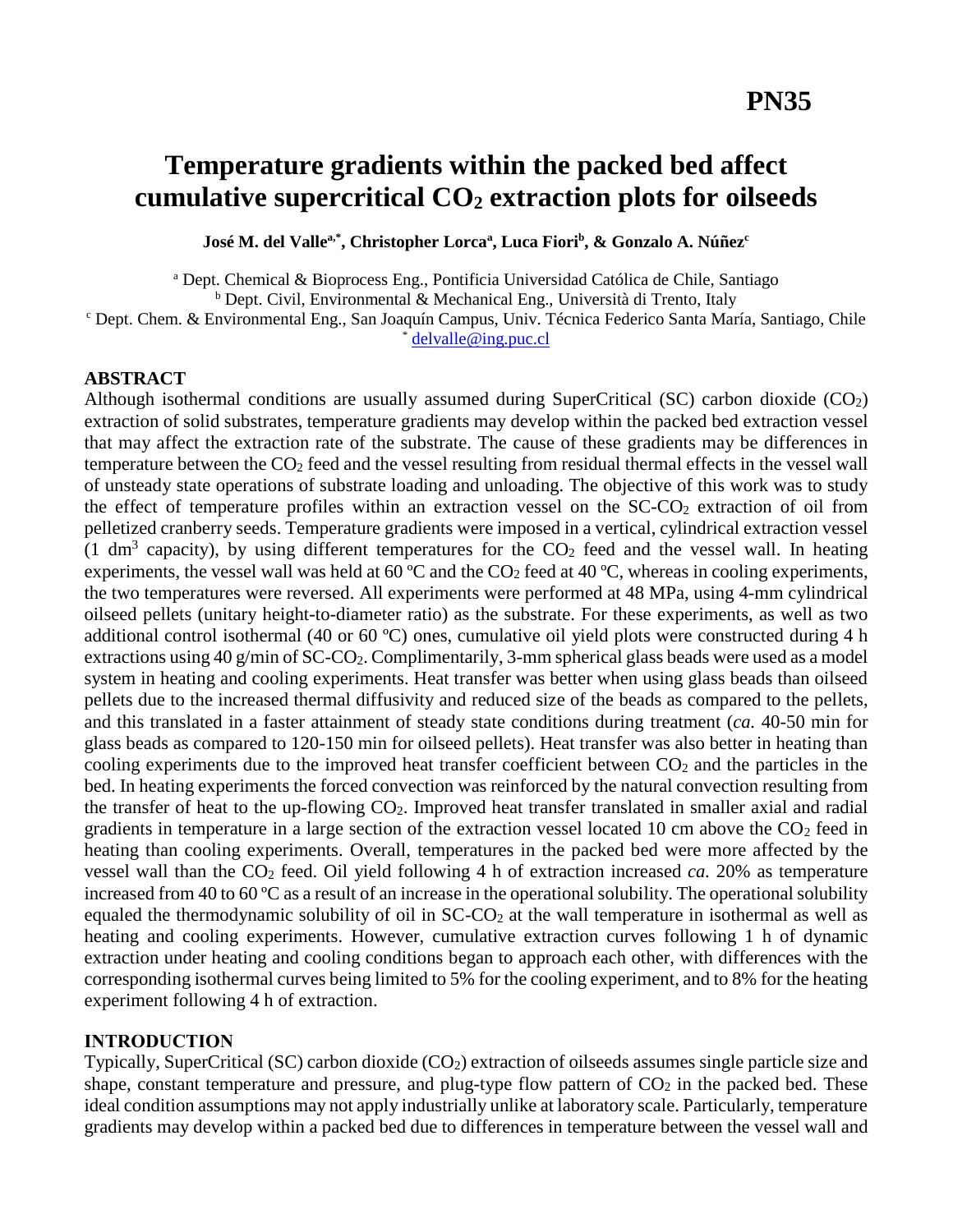PN35

# Temperature gradients within the packed bed affect cumulative supercritical $CO_2$ extraction plots for oilseeds

**José M. del Valle[a,*], Christopher Lorca[a], Luca Fiori[b], & Gonzalo A. Núñez[c]**

[a] Dept. Chemical & Bioprocess Eng., Pontificia Universidad Católica de Chile, Santiago
[b] Dept. Civil, Environmental & Mechanical Eng., Università di Trento, Italy
[c] Dept. Chem. & Environmental Eng., San Joaquín Campus, Univ. Técnica Federico Santa María, Santiago, Chile
[*] delvalle@ing.puc.cl

## ABSTRACT

Although isothermal conditions are usually assumed during SuperCritical (SC) carbon dioxide ($CO_2$) extraction of solid substrates, temperature gradients may develop within the packed bed extraction vessel that may affect the extraction rate of the substrate. The cause of these gradients may be differences in temperature between the $CO_2$ feed and the vessel resulting from residual thermal effects in the vessel wall of unsteady state operations of substrate loading and unloading. The objective of this work was to study the effect of temperature profiles within an extraction vessel on the SC-$CO_2$ extraction of oil from pelletized cranberry seeds. Temperature gradients were imposed in a vertical, cylindrical extraction vessel (1 dm$^3$ capacity), by using different temperatures for the $CO_2$ feed and the vessel wall. In heating experiments, the vessel wall was held at 60 ºC and the $CO_2$ feed at 40 ºC, whereas in cooling experiments, the two temperatures were reversed. All experiments were performed at 48 MPa, using 4-mm cylindrical oilseed pellets (unitary height-to-diameter ratio) as the substrate. For these experiments, as well as two additional control isothermal (40 or 60 ºC) ones, cumulative oil yield plots were constructed during 4 h extractions using 40 g/min of SC-$CO_2$. Complimentarily, 3-mm spherical glass beads were used as a model system in heating and cooling experiments. Heat transfer was better when using glass beads than oilseed pellets due to the increased thermal diffusivity and reduced size of the beads as compared to the pellets, and this translated in a faster attainment of steady state conditions during treatment (*ca.* 40-50 min for glass beads as compared to 120-150 min for oilseed pellets). Heat transfer was also better in heating than cooling experiments due to the improved heat transfer coefficient between $CO_2$ and the particles in the bed. In heating experiments the forced convection was reinforced by the natural convection resulting from the transfer of heat to the up-flowing $CO_2$. Improved heat transfer translated in smaller axial and radial gradients in temperature in a large section of the extraction vessel located 10 cm above the $CO_2$ feed in heating than cooling experiments. Overall, temperatures in the packed bed were more affected by the vessel wall than the $CO_2$ feed. Oil yield following 4 h of extraction increased *ca.* 20% as temperature increased from 40 to 60 ºC as a result of an increase in the operational solubility. The operational solubility equaled the thermodynamic solubility of oil in SC-$CO_2$ at the wall temperature in isothermal as well as heating and cooling experiments. However, cumulative extraction curves following 1 h of dynamic extraction under heating and cooling conditions began to approach each other, with differences with the corresponding isothermal curves being limited to 5% for the cooling experiment, and to 8% for the heating experiment following 4 h of extraction.

## INTRODUCTION

Typically, SuperCritical (SC) carbon dioxide ($CO_2$) extraction of oilseeds assumes single particle size and shape, constant temperature and pressure, and plug-type flow pattern of $CO_2$ in the packed bed. These ideal condition assumptions may not apply industrially unlike at laboratory scale. Particularly, temperature gradients may develop within a packed bed due to differences in temperature between the vessel wall and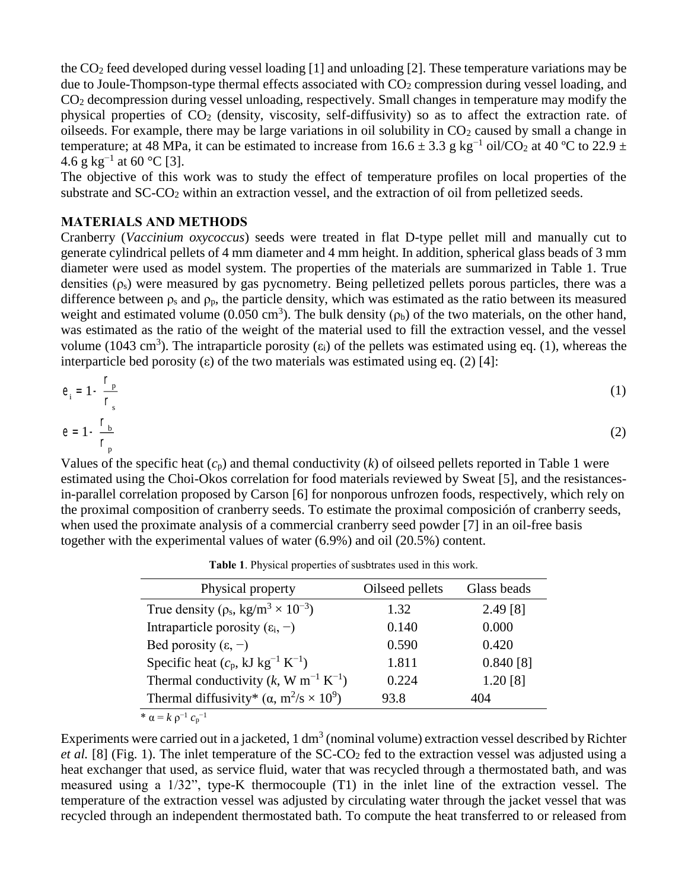the $CO_2$ feed developed during vessel loading [1] and unloading [2]. These temperature variations may be due to Joule-Thompson-type thermal effects associated with $CO_2$ compression during vessel loading, and $CO_2$ decompression during vessel unloading, respectively. Small changes in temperature may modify the physical properties of $CO_2$ (density, viscosity, self-diffusivity) so as to affect the extraction rate. of oilseeds. For example, there may be large variations in oil solubility in $CO_2$ caused by small a change in temperature; at 48 MPa, it can be estimated to increase from 16.6 ± 3.3 g kg$^{-1}$ oil/$CO_2$ at 40 ºC to 22.9 ± 4.6 g kg$^{-1}$ at 60 °C [3].

The objective of this work was to study the effect of temperature profiles on local properties of the substrate and SC-$CO_2$ within an extraction vessel, and the extraction of oil from pelletized seeds.

## MATERIALS AND METHODS

Cranberry (*Vaccinium oxycoccus*) seeds were treated in flat D-type pellet mill and manually cut to generate cylindrical pellets of 4 mm diameter and 4 mm height. In addition, spherical glass beads of 3 mm diameter were used as model system. The properties of the materials are summarized in Table 1. True densities ($\rho_s$) were measured by gas pycnometry. Being pelletized pellets porous particles, there was a difference between $\rho_s$ and $\rho_p$, the particle density, which was estimated as the ratio between its measured weight and estimated volume (0.050 cm$^3$). The bulk density ($\rho_b$) of the two materials, on the other hand, was estimated as the ratio of the weight of the material used to fill the extraction vessel, and the vessel volume (1043 cm$^3$). The intraparticle porosity ($\varepsilon_i$) of the pellets was estimated using eq. (1), whereas the interparticle bed porosity ($\varepsilon$) of the two materials was estimated using eq. (2) [4]:

$$\varepsilon_i = 1 - \frac{\rho_p}{\rho_s} \quad (1)$$

$$\varepsilon = 1 - \frac{\rho_b}{\rho_p} \quad (2)$$

Values of the specific heat ($c_p$) and themal conductivity ($k$) of oilseed pellets reported in Table 1 were estimated using the Choi-Okos correlation for food materials reviewed by Sweat [5], and the resistances-in-parallel correlation proposed by Carson [6] for nonporous unfrozen foods, respectively, which rely on the proximal composition of cranberry seeds. To estimate the proximal composición of cranberry seeds, when used the proximate analysis of a commercial cranberry seed powder [7] in an oil-free basis together with the experimental values of water (6.9%) and oil (20.5%) content.

**Table 1**. Physical properties of susbtrates used in this work.

| Physical property | Oilseed pellets | Glass beads |
|---|---|---|
| True density ($\rho_s$, kg/m$^3$ × 10$^{-3}$) | 1.32 | 2.49 [8] |
| Intraparticle porosity ($\varepsilon_i$, −) | 0.140 | 0.000 |
| Bed porosity ($\varepsilon$, −) | 0.590 | 0.420 |
| Specific heat ($c_p$, kJ kg$^{-1}$ K$^{-1}$) | 1.811 | 0.840 [8] |
| Thermal conductivity ($k$, W m$^{-1}$ K$^{-1}$) | 0.224 | 1.20 [8] |
| Thermal diffusivity* ($\alpha$, m$^2$/s × 10$^9$) | 93.8 | 404 |

* $\alpha = k\,\rho^{-1}\,c_p^{-1}$

Experiments were carried out in a jacketed, 1 dm$^3$ (nominal volume) extraction vessel described by Richter *et al.* [8] (Fig. 1). The inlet temperature of the SC-$CO_2$ fed to the extraction vessel was adjusted using a heat exchanger that used, as service fluid, water that was recycled through a thermostated bath, and was measured using a 1/32", type-K thermocouple (T1) in the inlet line of the extraction vessel. The temperature of the extraction vessel was adjusted by circulating water through the jacket vessel that was recycled through an independent thermostated bath. To compute the heat transferred to or released from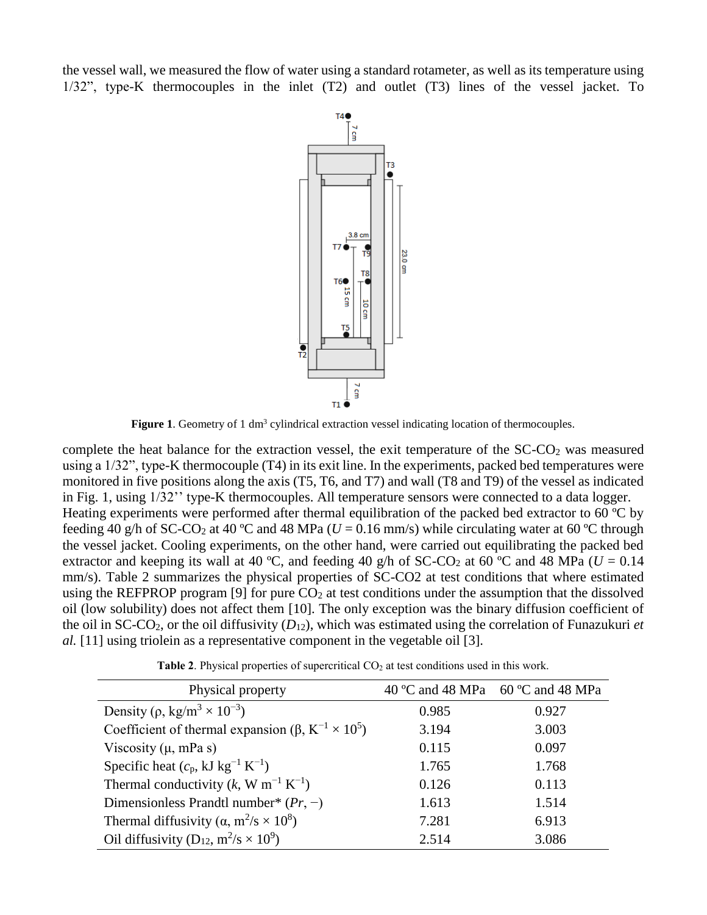the vessel wall, we measured the flow of water using a standard rotameter, as well as its temperature using 1/32", type-K thermocouples in the inlet (T2) and outlet (T3) lines of the vessel jacket. To

**Figure 1**. Geometry of 1 $dm^3$ cylindrical extraction vessel indicating location of thermocouples.

complete the heat balance for the extraction vessel, the exit temperature of the SC-$CO_2$ was measured using a 1/32", type-K thermocouple (T4) in its exit line. In the experiments, packed bed temperatures were monitored in five positions along the axis (T5, T6, and T7) and wall (T8 and T9) of the vessel as indicated in Fig. 1, using 1/32'' type-K thermocouples. All temperature sensors were connected to a data logger.

Heating experiments were performed after thermal equilibration of the packed bed extractor to 60 ºC by feeding 40 g/h of SC-$CO_2$ at 40 ºC and 48 MPa ($U$ = 0.16 mm/s) while circulating water at 60 ºC through the vessel jacket. Cooling experiments, on the other hand, were carried out equilibrating the packed bed extractor and keeping its wall at 40 ºC, and feeding 40 g/h of SC-$CO_2$ at 60 ºC and 48 MPa ($U$ = 0.14 mm/s). Table 2 summarizes the physical properties of SC-CO2 at test conditions that where estimated using the REFPROP program [9] for pure $CO_2$ at test conditions under the assumption that the dissolved oil (low solubility) does not affect them [10]. The only exception was the binary diffusion coefficient of the oil in SC-$CO_2$, or the oil diffusivity ($D_{12}$), which was estimated using the correlation of Funazukuri *et al.* [11] using triolein as a representative component in the vegetable oil [3].

**Table 2**. Physical properties of supercritical $CO_2$ at test conditions used in this work.

| Physical property | 40 ºC and 48 MPa | 60 ºC and 48 MPa |
|---|---|---|
| Density ($\rho$, kg/m$^3$ × 10$^{-3}$) | 0.985 | 0.927 |
| Coefficient of thermal expansion ($\beta$, K$^{-1}$ × 10$^5$) | 3.194 | 3.003 |
| Viscosity ($\mu$, mPa s) | 0.115 | 0.097 |
| Specific heat ($c_p$, kJ kg$^{-1}$ K$^{-1}$) | 1.765 | 1.768 |
| Thermal conductivity ($k$, W m$^{-1}$ K$^{-1}$) | 0.126 | 0.113 |
| Dimensionless Prandtl number* ($Pr$, −) | 1.613 | 1.514 |
| Thermal diffusivity ($\alpha$, m$^2$/s × 10$^8$) | 7.281 | 6.913 |
| Oil diffusivity ($D_{12}$, m$^2$/s × 10$^9$) | 2.514 | 3.086 |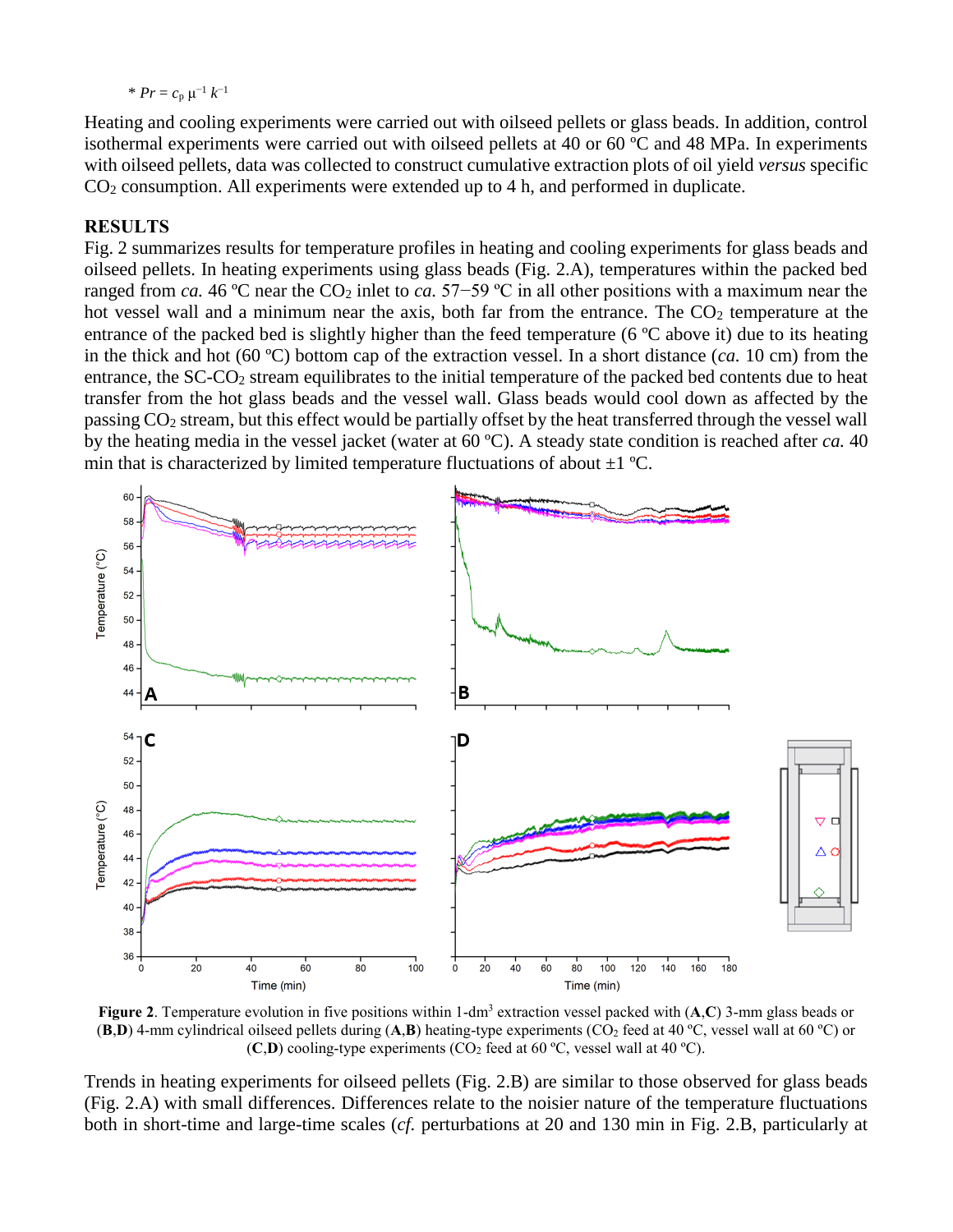\* $Pr = c_p\, \mu^{-1}\, k^{-1}$

Heating and cooling experiments were carried out with oilseed pellets or glass beads. In addition, control isothermal experiments were carried out with oilseed pellets at 40 or 60 ºC and 48 MPa. In experiments with oilseed pellets, data was collected to construct cumulative extraction plots of oil yield *versus* specific $CO_2$ consumption. All experiments were extended up to 4 h, and performed in duplicate.

## RESULTS

Fig. 2 summarizes results for temperature profiles in heating and cooling experiments for glass beads and oilseed pellets. In heating experiments using glass beads (Fig. 2.A), temperatures within the packed bed ranged from *ca.* 46 ºC near the $CO_2$ inlet to *ca.* 57−59 ºC in all other positions with a maximum near the hot vessel wall and a minimum near the axis, both far from the entrance. The $CO_2$ temperature at the entrance of the packed bed is slightly higher than the feed temperature (6 ºC above it) due to its heating in the thick and hot (60 ºC) bottom cap of the extraction vessel. In a short distance (*ca.* 10 cm) from the entrance, the SC-$CO_2$ stream equilibrates to the initial temperature of the packed bed contents due to heat transfer from the hot glass beads and the vessel wall. Glass beads would cool down as affected by the passing $CO_2$ stream, but this effect would be partially offset by the heat transferred through the vessel wall by the heating media in the vessel jacket (water at 60 ºC). A steady state condition is reached after *ca.* 40 min that is characterized by limited temperature fluctuations of about ±1 ºC.

**Figure 2**. Temperature evolution in five positions within 1-dm³ extraction vessel packed with (**A**,**C**) 3-mm glass beads or (**B**,**D**) 4-mm cylindrical oilseed pellets during (**A**,**B**) heating-type experiments ($CO_2$ feed at 40 ºC, vessel wall at 60 ºC) or (**C**,**D**) cooling-type experiments ($CO_2$ feed at 60 ºC, vessel wall at 40 ºC).

Trends in heating experiments for oilseed pellets (Fig. 2.B) are similar to those observed for glass beads (Fig. 2.A) with small differences. Differences relate to the noisier nature of the temperature fluctuations both in short-time and large-time scales (*cf.* perturbations at 20 and 130 min in Fig. 2.B, particularly at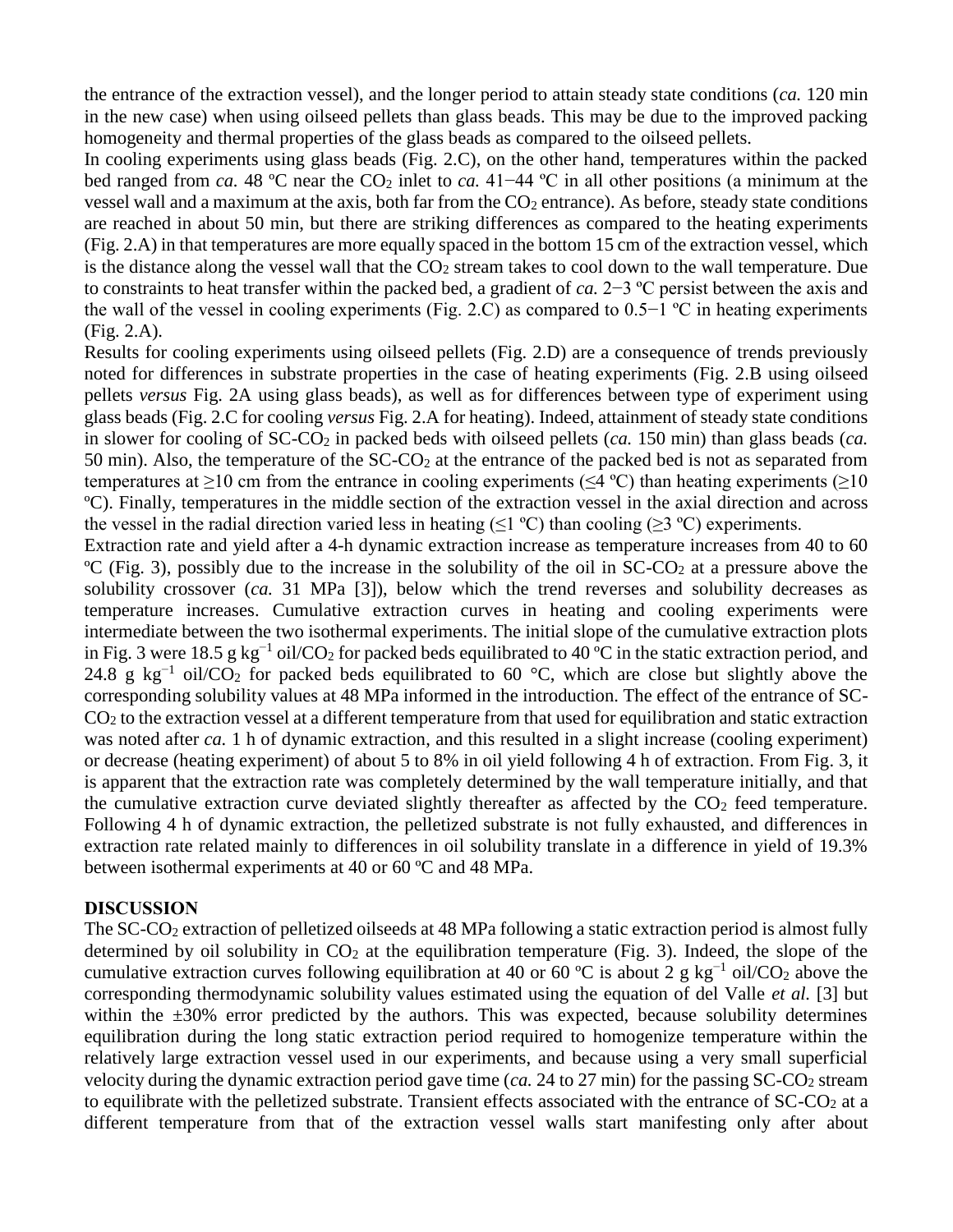the entrance of the extraction vessel), and the longer period to attain steady state conditions (*ca.* 120 min in the new case) when using oilseed pellets than glass beads. This may be due to the improved packing homogeneity and thermal properties of the glass beads as compared to the oilseed pellets.
In cooling experiments using glass beads (Fig. 2.C), on the other hand, temperatures within the packed bed ranged from *ca.* 48 ºC near the $CO_2$ inlet to *ca.* 41−44 ºC in all other positions (a minimum at the vessel wall and a maximum at the axis, both far from the $CO_2$ entrance). As before, steady state conditions are reached in about 50 min, but there are striking differences as compared to the heating experiments (Fig. 2.A) in that temperatures are more equally spaced in the bottom 15 cm of the extraction vessel, which is the distance along the vessel wall that the $CO_2$ stream takes to cool down to the wall temperature. Due to constraints to heat transfer within the packed bed, a gradient of *ca.* 2−3 ºC persist between the axis and the wall of the vessel in cooling experiments (Fig. 2.C) as compared to 0.5−1 ºC in heating experiments (Fig. 2.A).
Results for cooling experiments using oilseed pellets (Fig. 2.D) are a consequence of trends previously noted for differences in substrate properties in the case of heating experiments (Fig. 2.B using oilseed pellets *versus* Fig. 2A using glass beads), as well as for differences between type of experiment using glass beads (Fig. 2.C for cooling *versus* Fig. 2.A for heating). Indeed, attainment of steady state conditions in slower for cooling of SC-$CO_2$ in packed beds with oilseed pellets (*ca.* 150 min) than glass beads (*ca.* 50 min). Also, the temperature of the SC-$CO_2$ at the entrance of the packed bed is not as separated from temperatures at ≥10 cm from the entrance in cooling experiments (≤4 ºC) than heating experiments (≥10 ºC). Finally, temperatures in the middle section of the extraction vessel in the axial direction and across the vessel in the radial direction varied less in heating (≤1 ºC) than cooling (≥3 ºC) experiments.
Extraction rate and yield after a 4-h dynamic extraction increase as temperature increases from 40 to 60 ºC (Fig. 3), possibly due to the increase in the solubility of the oil in SC-$CO_2$ at a pressure above the solubility crossover (*ca.* 31 MPa [3]), below which the trend reverses and solubility decreases as temperature increases. Cumulative extraction curves in heating and cooling experiments were intermediate between the two isothermal experiments. The initial slope of the cumulative extraction plots in Fig. 3 were 18.5 g $kg^{-1}$ oil/$CO_2$ for packed beds equilibrated to 40 ºC in the static extraction period, and 24.8 g $kg^{-1}$ oil/$CO_2$ for packed beds equilibrated to 60 °C, which are close but slightly above the corresponding solubility values at 48 MPa informed in the introduction. The effect of the entrance of SC-$CO_2$ to the extraction vessel at a different temperature from that used for equilibration and static extraction was noted after *ca.* 1 h of dynamic extraction, and this resulted in a slight increase (cooling experiment) or decrease (heating experiment) of about 5 to 8% in oil yield following 4 h of extraction. From Fig. 3, it is apparent that the extraction rate was completely determined by the wall temperature initially, and that the cumulative extraction curve deviated slightly thereafter as affected by the $CO_2$ feed temperature. Following 4 h of dynamic extraction, the pelletized substrate is not fully exhausted, and differences in extraction rate related mainly to differences in oil solubility translate in a difference in yield of 19.3% between isothermal experiments at 40 or 60 ºC and 48 MPa.

## DISCUSSION

The SC-$CO_2$ extraction of pelletized oilseeds at 48 MPa following a static extraction period is almost fully determined by oil solubility in $CO_2$ at the equilibration temperature (Fig. 3). Indeed, the slope of the cumulative extraction curves following equilibration at 40 or 60 ºC is about 2 g $kg^{-1}$ oil/$CO_2$ above the corresponding thermodynamic solubility values estimated using the equation of del Valle *et al.* [3] but within the ±30% error predicted by the authors. This was expected, because solubility determines equilibration during the long static extraction period required to homogenize temperature within the relatively large extraction vessel used in our experiments, and because using a very small superficial velocity during the dynamic extraction period gave time (*ca.* 24 to 27 min) for the passing SC-$CO_2$ stream to equilibrate with the pelletized substrate. Transient effects associated with the entrance of SC-$CO_2$ at a different temperature from that of the extraction vessel walls start manifesting only after about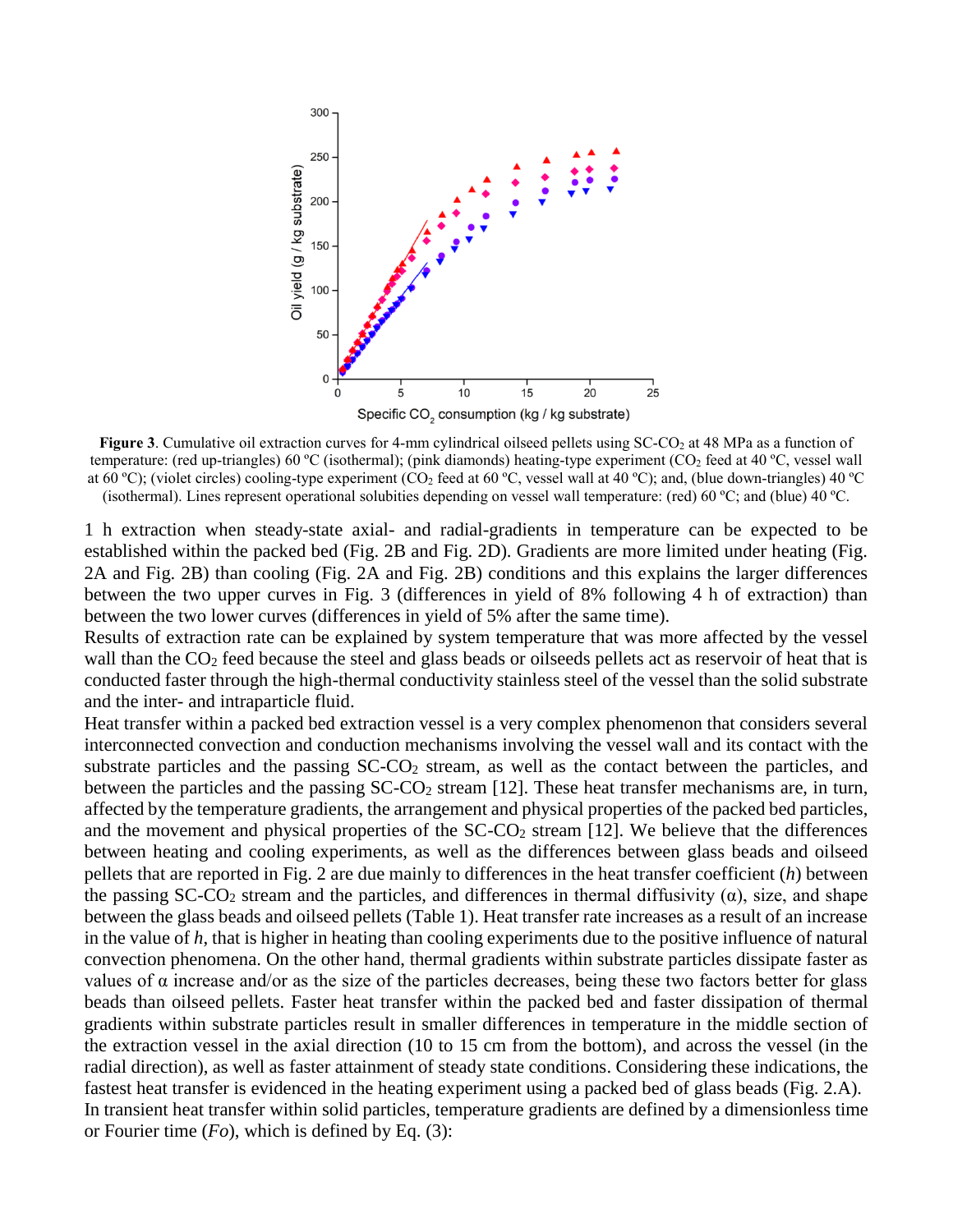**Figure 3**. Cumulative oil extraction curves for 4-mm cylindrical oilseed pellets using SC-$CO_2$ at 48 MPa as a function of temperature: (red up-triangles) 60 ºC (isothermal); (pink diamonds) heating-type experiment ($CO_2$ feed at 40 ºC, vessel wall at 60 ºC); (violet circles) cooling-type experiment ($CO_2$ feed at 60 ºC, vessel wall at 40 ºC); and, (blue down-triangles) 40 ºC (isothermal). Lines represent operational solubities depending on vessel wall temperature: (red) 60 ºC; and (blue) 40 ºC.

1 h extraction when steady-state axial- and radial-gradients in temperature can be expected to be established within the packed bed (Fig. 2B and Fig. 2D). Gradients are more limited under heating (Fig. 2A and Fig. 2B) than cooling (Fig. 2A and Fig. 2B) conditions and this explains the larger differences between the two upper curves in Fig. 3 (differences in yield of 8% following 4 h of extraction) than between the two lower curves (differences in yield of 5% after the same time).

Results of extraction rate can be explained by system temperature that was more affected by the vessel wall than the $CO_2$ feed because the steel and glass beads or oilseeds pellets act as reservoir of heat that is conducted faster through the high-thermal conductivity stainless steel of the vessel than the solid substrate and the inter- and intraparticle fluid.

Heat transfer within a packed bed extraction vessel is a very complex phenomenon that considers several interconnected convection and conduction mechanisms involving the vessel wall and its contact with the substrate particles and the passing SC-$CO_2$ stream, as well as the contact between the particles, and between the particles and the passing SC-$CO_2$ stream [12]. These heat transfer mechanisms are, in turn, affected by the temperature gradients, the arrangement and physical properties of the packed bed particles, and the movement and physical properties of the SC-$CO_2$ stream [12]. We believe that the differences between heating and cooling experiments, as well as the differences between glass beads and oilseed pellets that are reported in Fig. 2 are due mainly to differences in the heat transfer coefficient ($h$) between the passing SC-$CO_2$ stream and the particles, and differences in thermal diffusivity ($\alpha$), size, and shape between the glass beads and oilseed pellets (Table 1). Heat transfer rate increases as a result of an increase in the value of $h$, that is higher in heating than cooling experiments due to the positive influence of natural convection phenomena. On the other hand, thermal gradients within substrate particles dissipate faster as values of $\alpha$ increase and/or as the size of the particles decreases, being these two factors better for glass beads than oilseed pellets. Faster heat transfer within the packed bed and faster dissipation of thermal gradients within substrate particles result in smaller differences in temperature in the middle section of the extraction vessel in the axial direction (10 to 15 cm from the bottom), and across the vessel (in the radial direction), as well as faster attainment of steady state conditions. Considering these indications, the fastest heat transfer is evidenced in the heating experiment using a packed bed of glass beads (Fig. 2.A).

In transient heat transfer within solid particles, temperature gradients are defined by a dimensionless time or Fourier time ($Fo$), which is defined by Eq. (3):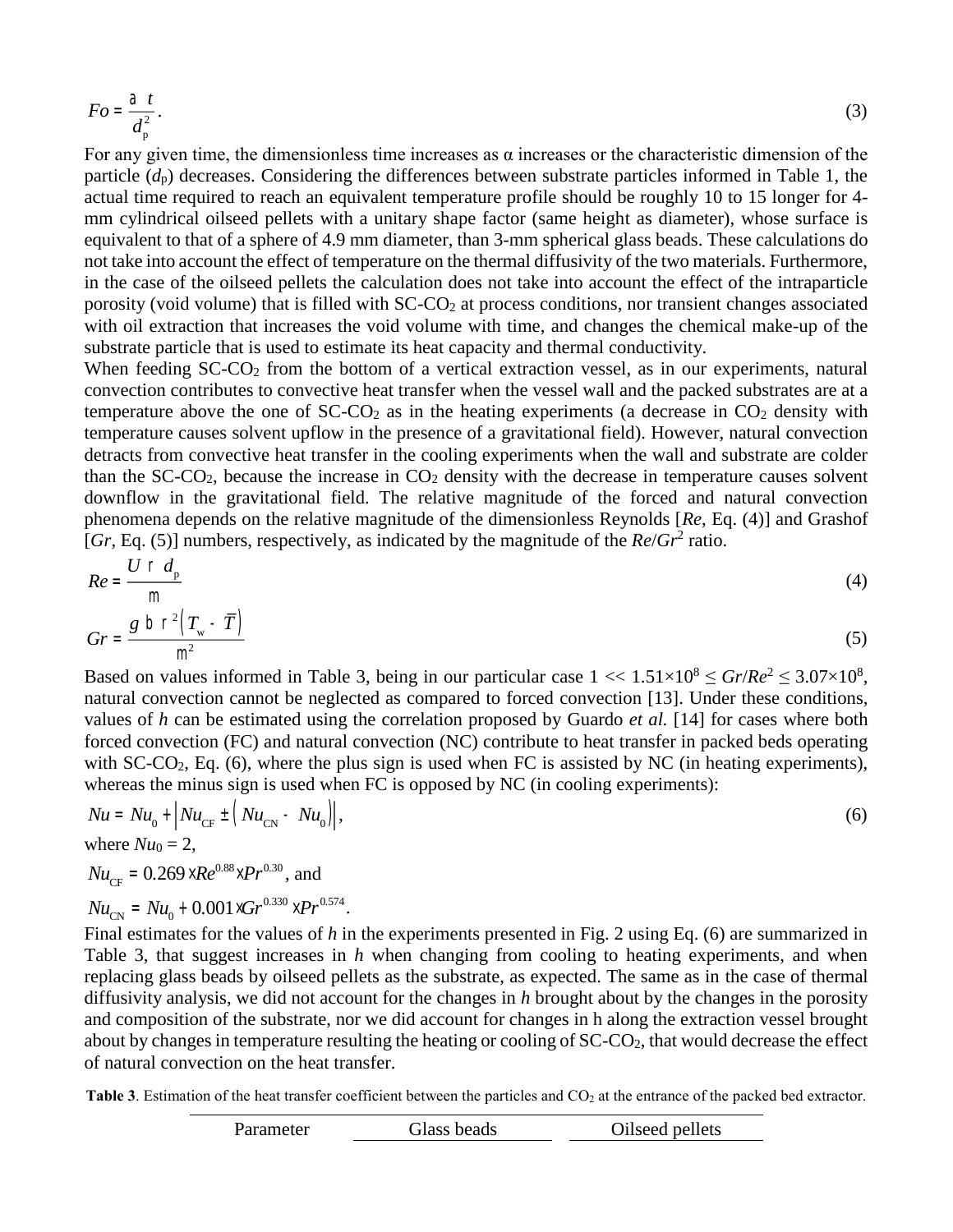$$Fo = \frac{\alpha\, t}{d_\mathrm{p}^2}. \tag{3}$$

For any given time, the dimensionless time increases as α increases or the characteristic dimension of the particle ($d_\mathrm{p}$) decreases. Considering the differences between substrate particles informed in Table 1, the actual time required to reach an equivalent temperature profile should be roughly 10 to 15 longer for 4-mm cylindrical oilseed pellets with a unitary shape factor (same height as diameter), whose surface is equivalent to that of a sphere of 4.9 mm diameter, than 3-mm spherical glass beads. These calculations do not take into account the effect of temperature on the thermal diffusivity of the two materials. Furthermore, in the case of the oilseed pellets the calculation does not take into account the effect of the intraparticle porosity (void volume) that is filled with SC-$CO_2$ at process conditions, nor transient changes associated with oil extraction that increases the void volume with time, and changes the chemical make-up of the substrate particle that is used to estimate its heat capacity and thermal conductivity.

When feeding SC-$CO_2$ from the bottom of a vertical extraction vessel, as in our experiments, natural convection contributes to convective heat transfer when the vessel wall and the packed substrates are at a temperature above the one of SC-$CO_2$ as in the heating experiments (a decrease in $CO_2$ density with temperature causes solvent upflow in the presence of a gravitational field). However, natural convection detracts from convective heat transfer in the cooling experiments when the wall and substrate are colder than the SC-$CO_2$, because the increase in $CO_2$ density with the decrease in temperature causes solvent downflow in the gravitational field. The relative magnitude of the forced and natural convection phenomena depends on the relative magnitude of the dimensionless Reynolds [*Re*, Eq. (4)] and Grashof [*Gr*, Eq. (5)] numbers, respectively, as indicated by the magnitude of the $Re/Gr^2$ ratio.

$$Re = \frac{U\, \rho\, d_\mathrm{p}}{\mu} \tag{4}$$

$$Gr = \frac{g\, \beta\, \rho^2 \left(T_\mathrm{w} - \bar{T}\right)}{\mu^2} \tag{5}$$

Based on values informed in Table 3, being in our particular case $1 << 1.51\times10^8 \leq Gr/Re^2 \leq 3.07\times10^8$, natural convection cannot be neglected as compared to forced convection [13]. Under these conditions, values of *h* can be estimated using the correlation proposed by Guardo *et al.* [14] for cases where both forced convection (FC) and natural convection (NC) contribute to heat transfer in packed beds operating with SC-$CO_2$, Eq. (6), where the plus sign is used when FC is assisted by NC (in heating experiments), whereas the minus sign is used when FC is opposed by NC (in cooling experiments):

$$Nu = Nu_0 + \left| Nu_\mathrm{CF} \pm \left( Nu_\mathrm{CN} - Nu_0 \right) \right|, \tag{6}$$

where $Nu_0 = 2$,

$Nu_\mathrm{CF} = 0.269 \times Re^{0.88} \times Pr^{0.30}$, and

$Nu_\mathrm{CN} = Nu_0 + 0.001 \times Gr^{0.330} \times Pr^{0.574}$.

Final estimates for the values of *h* in the experiments presented in Fig. 2 using Eq. (6) are summarized in Table 3, that suggest increases in *h* when changing from cooling to heating experiments, and when replacing glass beads by oilseed pellets as the substrate, as expected. The same as in the case of thermal diffusivity analysis, we did not account for the changes in *h* brought about by the changes in the porosity and composition of the substrate, nor we did account for changes in h along the extraction vessel brought about by changes in temperature resulting the heating or cooling of SC-$CO_2$, that would decrease the effect of natural convection on the heat transfer.

**Table 3**. Estimation of the heat transfer coefficient between the particles and $CO_2$ at the entrance of the packed bed extractor.

| Parameter | Glass beads | Oilseed pellets |
|---|---|---|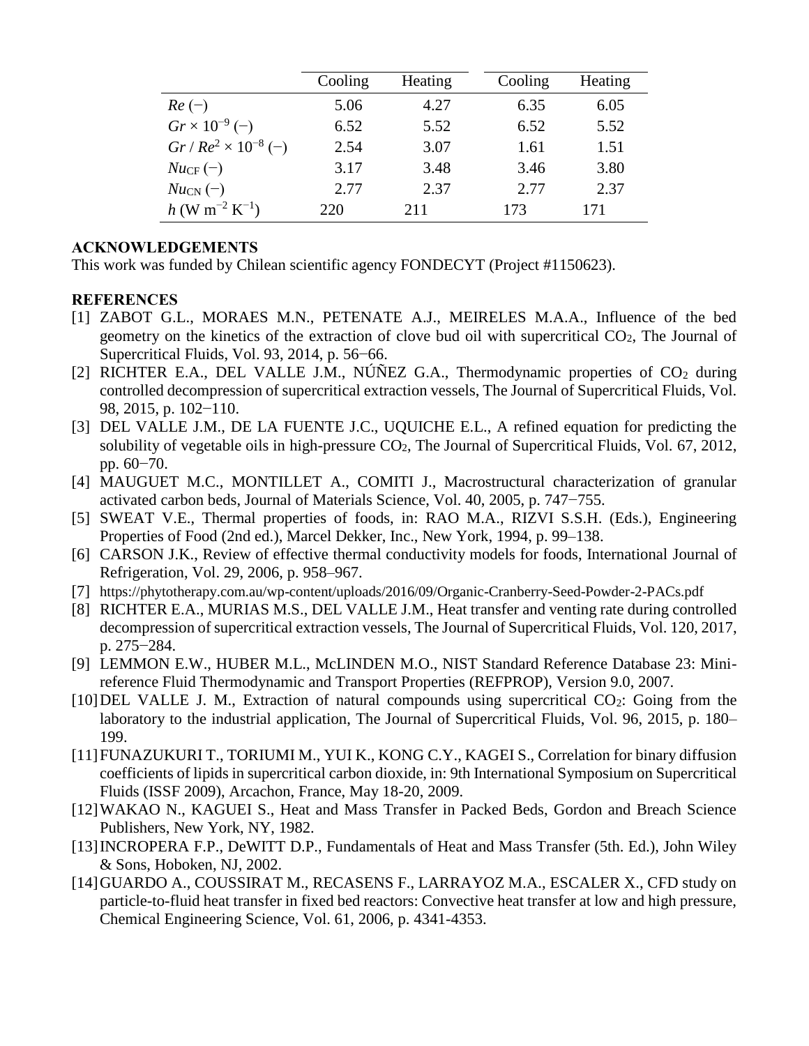| | Cooling | Heating | Cooling | Heating |
|---|---|---|---|---|
| $Re$ (−) | 5.06 | 4.27 | 6.35 | 6.05 |
| $Gr \times 10^{-9}$ (−) | 6.52 | 5.52 | 6.52 | 5.52 |
| $Gr / Re^2 \times 10^{-8}$ (−) | 2.54 | 3.07 | 1.61 | 1.51 |
| $Nu_{CF}$ (−) | 3.17 | 3.48 | 3.46 | 3.80 |
| $Nu_{CN}$ (−) | 2.77 | 2.37 | 2.77 | 2.37 |
| $h$ (W m$^{-2}$ K$^{-1}$) | 220 | 211 | 173 | 171 |

## ACKNOWLEDGEMENTS

This work was funded by Chilean scientific agency FONDECYT (Project #1150623).

## REFERENCES

[1] ZABOT G.L., MORAES M.N., PETENATE A.J., MEIRELES M.A.A., Influence of the bed geometry on the kinetics of the extraction of clove bud oil with supercritical $CO_2$, The Journal of Supercritical Fluids, Vol. 93, 2014, p. 56−66.

[2] RICHTER E.A., DEL VALLE J.M., NÚÑEZ G.A., Thermodynamic properties of $CO_2$ during controlled decompression of supercritical extraction vessels, The Journal of Supercritical Fluids, Vol. 98, 2015, p. 102−110.

[3] DEL VALLE J.M., DE LA FUENTE J.C., UQUICHE E.L., A refined equation for predicting the solubility of vegetable oils in high-pressure $CO_2$, The Journal of Supercritical Fluids, Vol. 67, 2012, pp. 60−70.

[4] MAUGUET M.C., MONTILLET A., COMITI J., Macrostructural characterization of granular activated carbon beds, Journal of Materials Science, Vol. 40, 2005, p. 747−755.

[5] SWEAT V.E., Thermal properties of foods, in: RAO M.A., RIZVI S.S.H. (Eds.), Engineering Properties of Food (2nd ed.), Marcel Dekker, Inc., New York, 1994, p. 99–138.

[6] CARSON J.K., Review of effective thermal conductivity models for foods, International Journal of Refrigeration, Vol. 29, 2006, p. 958–967.

[7] https://phytotherapy.com.au/wp-content/uploads/2016/09/Organic-Cranberry-Seed-Powder-2-PACs.pdf

[8] RICHTER E.A., MURIAS M.S., DEL VALLE J.M., Heat transfer and venting rate during controlled decompression of supercritical extraction vessels, The Journal of Supercritical Fluids, Vol. 120, 2017, p. 275−284.

[9] LEMMON E.W., HUBER M.L., McLINDEN M.O., NIST Standard Reference Database 23: Mini-reference Fluid Thermodynamic and Transport Properties (REFPROP), Version 9.0, 2007.

[10] DEL VALLE J. M., Extraction of natural compounds using supercritical $CO_2$: Going from the laboratory to the industrial application, The Journal of Supercritical Fluids, Vol. 96, 2015, p. 180–199.

[11] FUNAZUKURI T., TORIUMI M., YUI K., KONG C.Y., KAGEI S., Correlation for binary diffusion coefficients of lipids in supercritical carbon dioxide, in: 9th International Symposium on Supercritical Fluids (ISSF 2009), Arcachon, France, May 18-20, 2009.

[12] WAKAO N., KAGUEI S., Heat and Mass Transfer in Packed Beds, Gordon and Breach Science Publishers, New York, NY, 1982.

[13] INCROPERA F.P., DeWITT D.P., Fundamentals of Heat and Mass Transfer (5th. Ed.), John Wiley & Sons, Hoboken, NJ, 2002.

[14] GUARDO A., COUSSIRAT M., RECASENS F., LARRAYOZ M.A., ESCALER X., CFD study on particle-to-fluid heat transfer in fixed bed reactors: Convective heat transfer at low and high pressure, Chemical Engineering Science, Vol. 61, 2006, p. 4341-4353.